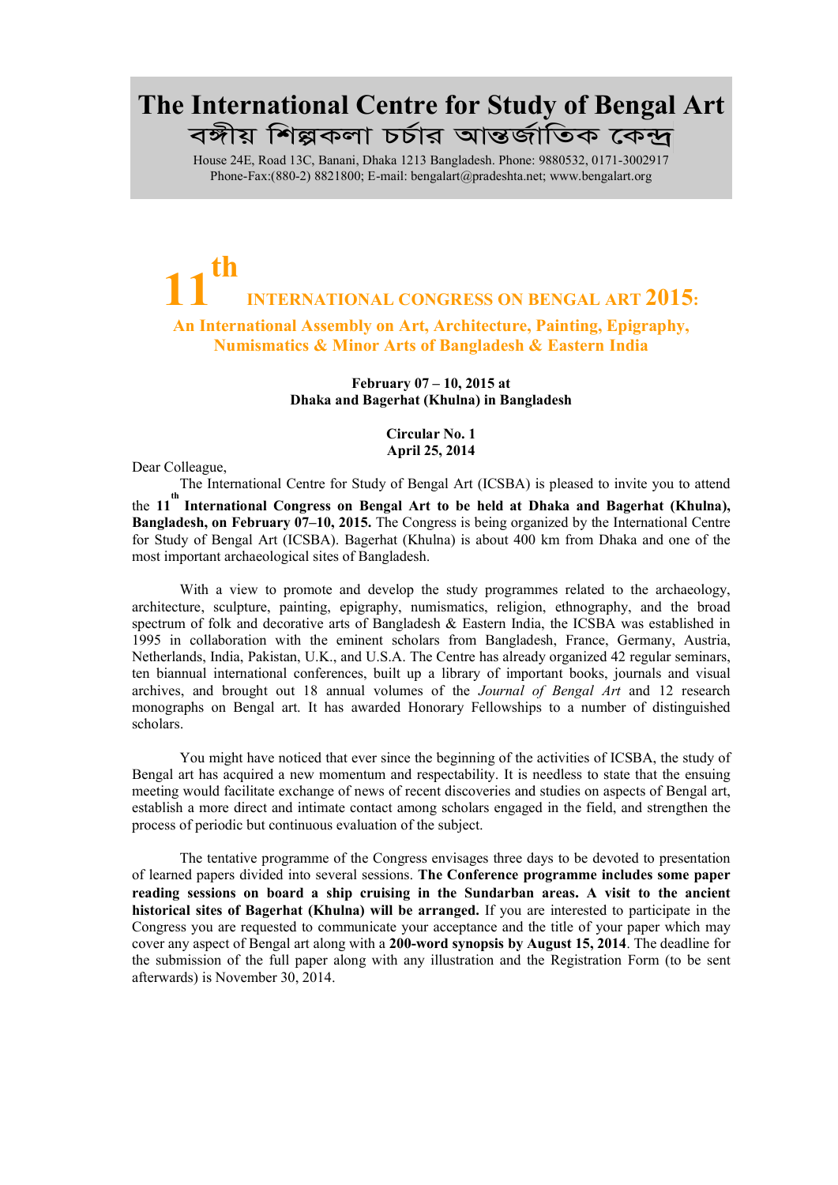# The International Centre for Study of Bengal Art

# বঙ্গীয় শিল্পকলা চর্চার আন্তর্জাতিক কেন্দ্র

House 24E, Road 13C, Banani, Dhaka 1213 Bangladesh. Phone: 9880532, 0171-3002917
Phone-Fax:(880-2) 8821800; E-mail: bengalart@pradeshta.net; www.bengalart.org

## 11th INTERNATIONAL CONGRESS ON BENGAL ART 2015:

### An International Assembly on Art, Architecture, Painting, Epigraphy, Numismatics & Minor Arts of Bangladesh & Eastern India

**February 07 – 10, 2015 at**
**Dhaka and Bagerhat (Khulna) in Bangladesh**

**Circular No. 1**
**April 25, 2014**

Dear Colleague,

The International Centre for Study of Bengal Art (ICSBA) is pleased to invite you to attend the **11th International Congress on Bengal Art to be held at Dhaka and Bagerhat (Khulna), Bangladesh, on February 07–10, 2015.** The Congress is being organized by the International Centre for Study of Bengal Art (ICSBA). Bagerhat (Khulna) is about 400 km from Dhaka and one of the most important archaeological sites of Bangladesh.

With a view to promote and develop the study programmes related to the archaeology, architecture, sculpture, painting, epigraphy, numismatics, religion, ethnography, and the broad spectrum of folk and decorative arts of Bangladesh & Eastern India, the ICSBA was established in 1995 in collaboration with the eminent scholars from Bangladesh, France, Germany, Austria, Netherlands, India, Pakistan, U.K., and U.S.A. The Centre has already organized 42 regular seminars, ten biannual international conferences, built up a library of important books, journals and visual archives, and brought out 18 annual volumes of the *Journal of Bengal Art* and 12 research monographs on Bengal art. It has awarded Honorary Fellowships to a number of distinguished scholars.

You might have noticed that ever since the beginning of the activities of ICSBA, the study of Bengal art has acquired a new momentum and respectability. It is needless to state that the ensuing meeting would facilitate exchange of news of recent discoveries and studies on aspects of Bengal art, establish a more direct and intimate contact among scholars engaged in the field, and strengthen the process of periodic but continuous evaluation of the subject.

The tentative programme of the Congress envisages three days to be devoted to presentation of learned papers divided into several sessions. **The Conference programme includes some paper reading sessions on board a ship cruising in the Sundarban areas. A visit to the ancient historical sites of Bagerhat (Khulna) will be arranged.** If you are interested to participate in the Congress you are requested to communicate your acceptance and the title of your paper which may cover any aspect of Bengal art along with a **200-word synopsis by August 15, 2014**. The deadline for the submission of the full paper along with any illustration and the Registration Form (to be sent afterwards) is November 30, 2014.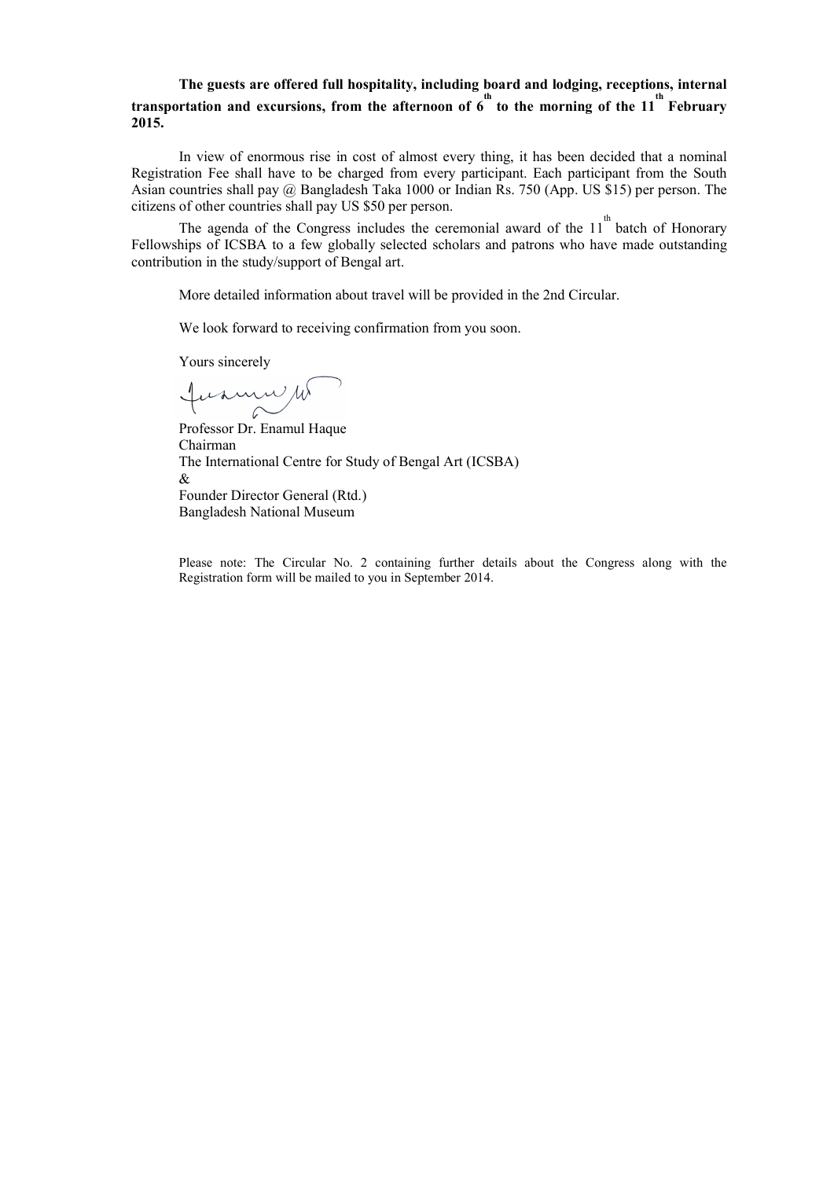**The guests are offered full hospitality, including board and lodging, receptions, internal transportation and excursions, from the afternoon of 6th to the morning of the 11th February 2015.**

In view of enormous rise in cost of almost every thing, it has been decided that a nominal Registration Fee shall have to be charged from every participant. Each participant from the South Asian countries shall pay @ Bangladesh Taka 1000 or Indian Rs. 750 (App. US $15) per person. The citizens of other countries shall pay US $50 per person.

The agenda of the Congress includes the ceremonial award of the 11th batch of Honorary Fellowships of ICSBA to a few globally selected scholars and patrons who have made outstanding contribution in the study/support of Bengal art.

More detailed information about travel will be provided in the 2nd Circular.

We look forward to receiving confirmation from you soon.

Yours sincerely

Professor Dr. Enamul Haque
Chairman
The International Centre for Study of Bengal Art (ICSBA)
&
Founder Director General (Rtd.)
Bangladesh National Museum

Please note: The Circular No. 2 containing further details about the Congress along with the Registration form will be mailed to you in September 2014.